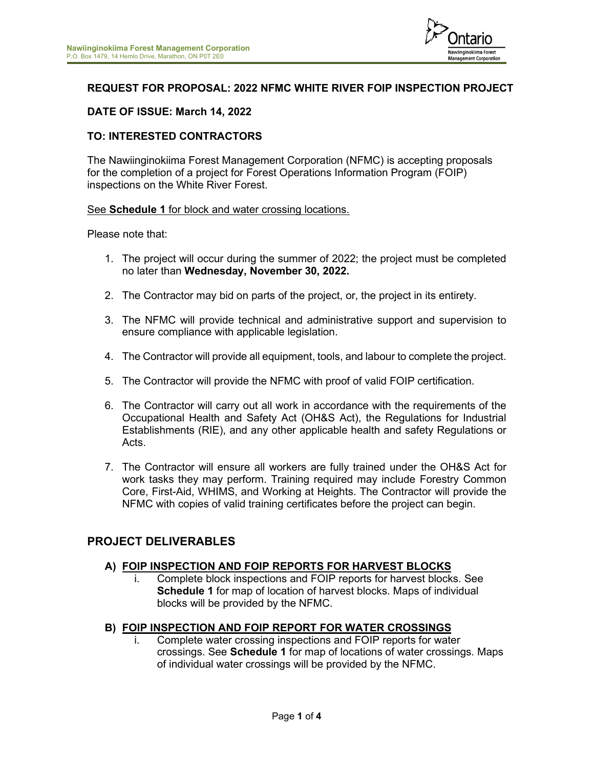**Nawiinginokiima Forest Management Corporation**
P.O. Box 1479, 14 Hemlo Drive, Marathon, ON P0T 2E0

**REQUEST FOR PROPOSAL: 2022 NFMC WHITE RIVER FOIP INSPECTION PROJECT**

**DATE OF ISSUE: March 14, 2022**

**TO: INTERESTED CONTRACTORS**

The Nawiinginokiima Forest Management Corporation (NFMC) is accepting proposals for the completion of a project for Forest Operations Information Program (FOIP) inspections on the White River Forest.

See **Schedule 1** for block and water crossing locations.

Please note that:

1. The project will occur during the summer of 2022; the project must be completed no later than **Wednesday, November 30, 2022.**
2. The Contractor may bid on parts of the project, or, the project in its entirety.
3. The NFMC will provide technical and administrative support and supervision to ensure compliance with applicable legislation.
4. The Contractor will provide all equipment, tools, and labour to complete the project.
5. The Contractor will provide the NFMC with proof of valid FOIP certification.
6. The Contractor will carry out all work in accordance with the requirements of the Occupational Health and Safety Act (OH&S Act), the Regulations for Industrial Establishments (RIE), and any other applicable health and safety Regulations or Acts.
7. The Contractor will ensure all workers are fully trained under the OH&S Act for work tasks they may perform. Training required may include Forestry Common Core, First-Aid, WHIMS, and Working at Heights. The Contractor will provide the NFMC with copies of valid training certificates before the project can begin.

## PROJECT DELIVERABLES

### A) FOIP INSPECTION AND FOIP REPORTS FOR HARVEST BLOCKS

i. Complete block inspections and FOIP reports for harvest blocks. See **Schedule 1** for map of location of harvest blocks. Maps of individual blocks will be provided by the NFMC.

### B) FOIP INSPECTION AND FOIP REPORT FOR WATER CROSSINGS

i. Complete water crossing inspections and FOIP reports for water crossings. See **Schedule 1** for map of locations of water crossings. Maps of individual water crossings will be provided by the NFMC.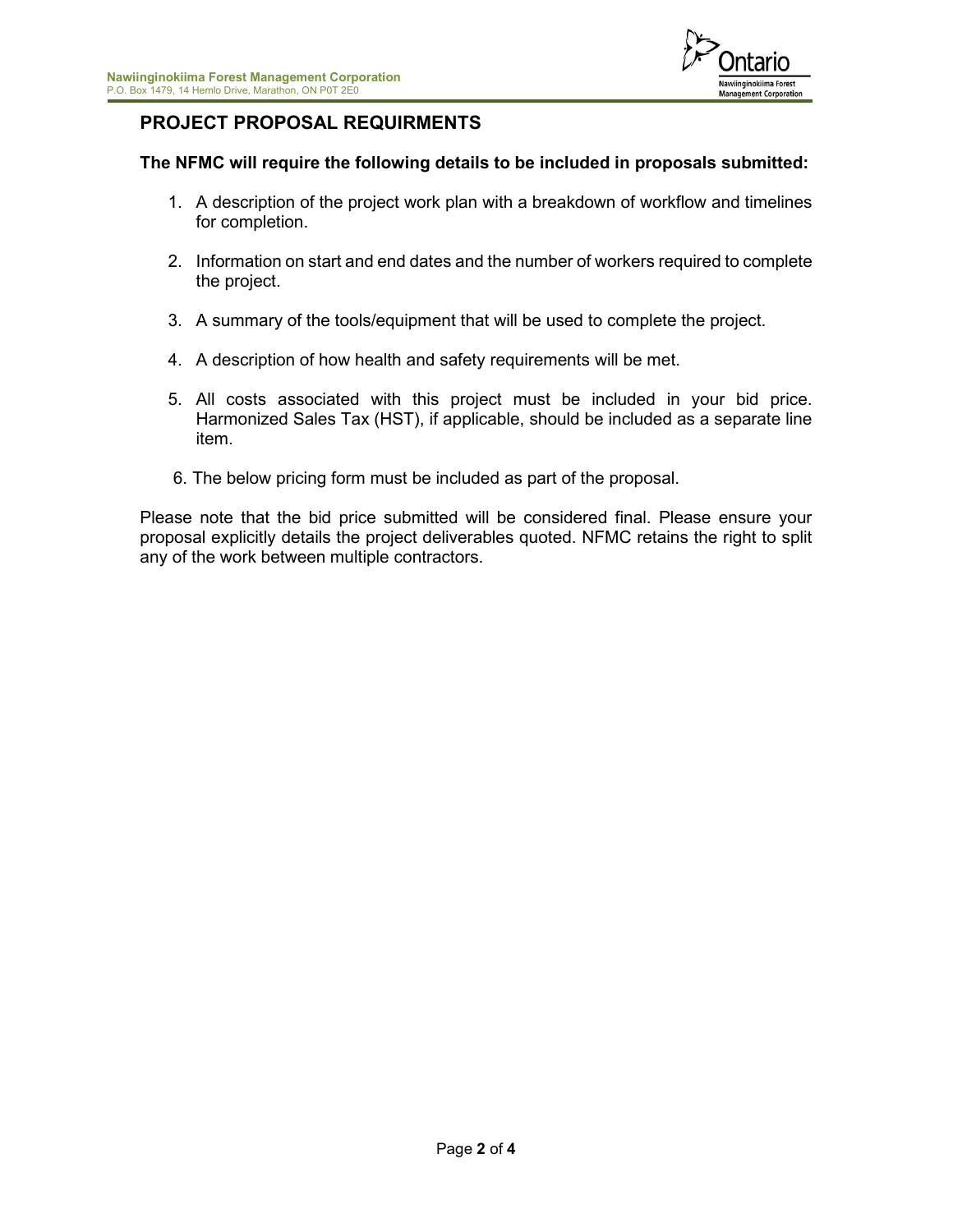## PROJECT PROPOSAL REQUIRMENTS

**The NFMC will require the following details to be included in proposals submitted:**

1. A description of the project work plan with a breakdown of workflow and timelines for completion.

2. Information on start and end dates and the number of workers required to complete the project.

3. A summary of the tools/equipment that will be used to complete the project.

4. A description of how health and safety requirements will be met.

5. All costs associated with this project must be included in your bid price. Harmonized Sales Tax (HST), if applicable, should be included as a separate line item.

6. The below pricing form must be included as part of the proposal.

Please note that the bid price submitted will be considered final. Please ensure your proposal explicitly details the project deliverables quoted. NFMC retains the right to split any of the work between multiple contractors.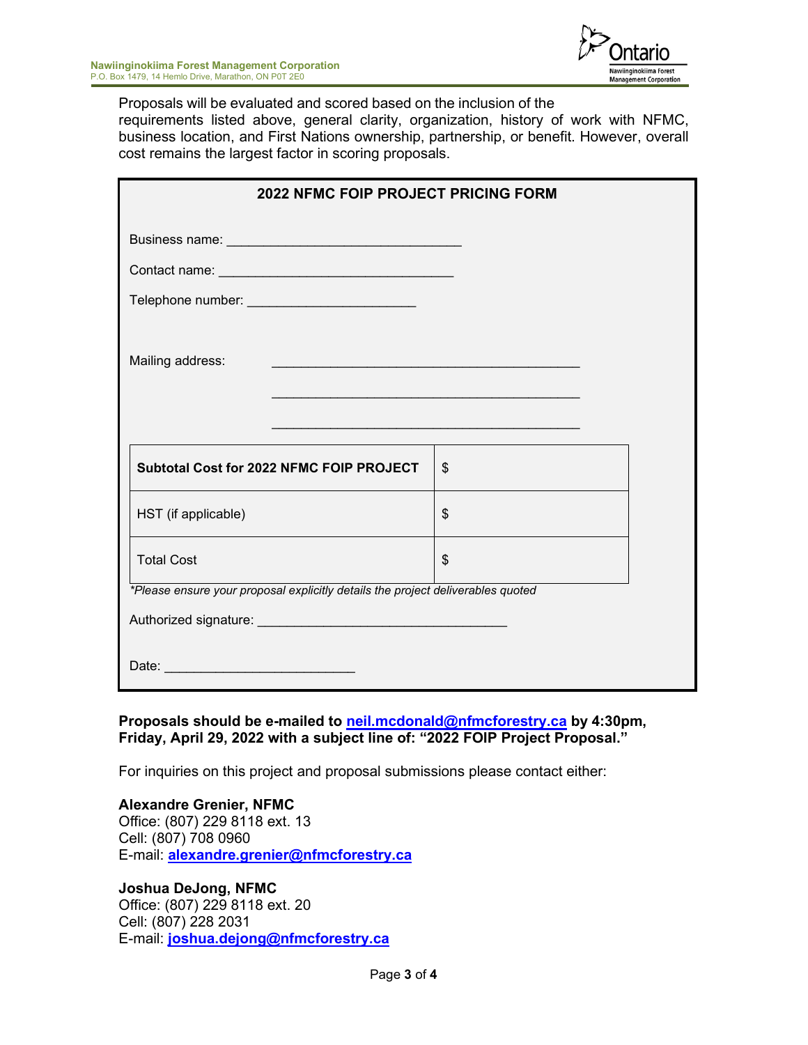Proposals will be evaluated and scored based on the inclusion of the requirements listed above, general clarity, organization, history of work with NFMC, business location, and First Nations ownership, partnership, or benefit. However, overall cost remains the largest factor in scoring proposals.

**2022 NFMC FOIP PROJECT PRICING FORM**

Business name: ______________________________

Contact name: ______________________________

Telephone number: ______________________

Mailing address: ________________________________________

________________________________________

________________________________________

| **Subtotal Cost for 2022 NFMC FOIP PROJECT** | $ |
|---|---|
| HST (if applicable) | $ |
| Total Cost | $ |

*\*Please ensure your proposal explicitly details the project deliverables quoted*

Authorized signature: ________________________________

Date: ________________________

**Proposals should be e-mailed to [neil.mcdonald@nfmcforestry.ca](mailto:neil.mcdonald@nfmcforestry.ca) by 4:30pm, Friday, April 29, 2022 with a subject line of: "2022 FOIP Project Proposal."**

For inquiries on this project and proposal submissions please contact either:

**Alexandre Grenier, NFMC**
Office: (807) 229 8118 ext. 13
Cell: (807) 708 0960
E-mail: **[alexandre.grenier@nfmcforestry.ca](mailto:alexandre.grenier@nfmcforestry.ca)**

**Joshua DeJong, NFMC**
Office: (807) 229 8118 ext. 20
Cell: (807) 228 2031
E-mail: **[joshua.dejong@nfmcforestry.ca](mailto:joshua.dejong@nfmcforestry.ca)**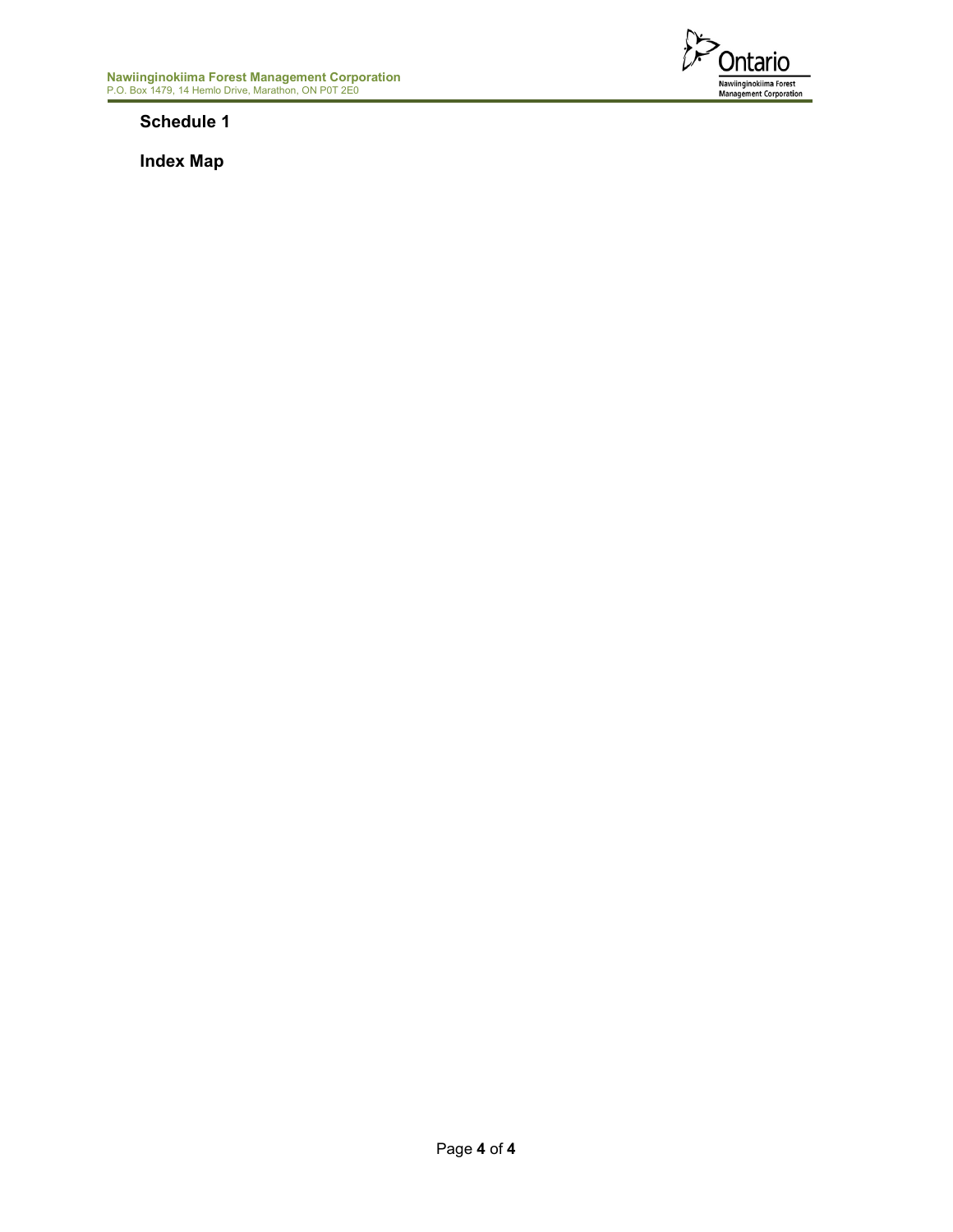## Schedule 1

## Index Map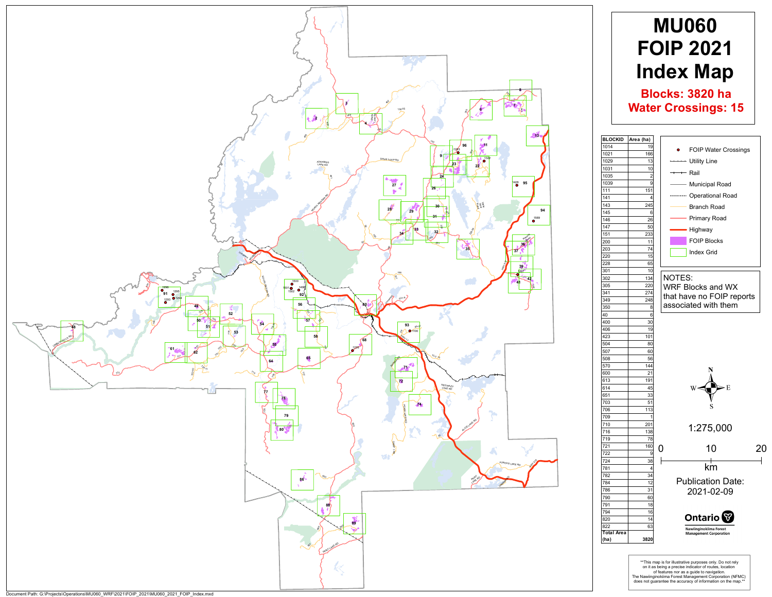# MU060 FOIP 2021 Index Map

**Blocks: 3820 ha**
**Water Crossings: 15**

| BLOCKID | Area (ha) |
|---|---|
| 1014 | 19 |
| 1021 | 166 |
| 1029 | 13 |
| 1031 | 10 |
| 1035 | 2 |
| 1039 | 9 |
| 111 | 151 |
| 141 | 4 |
| 143 | 245 |
| 145 | 6 |
| 146 | 26 |
| 147 | 50 |
| 151 | 233 |
| 200 | 11 |
| 203 | 74 |
| 220 | 15 |
| 228 | 65 |
| 301 | 10 |
| 302 | 134 |
| 305 | 220 |
| 341 | 274 |
| 349 | 248 |
| 350 | 8 |
| 40 | 6 |
| 400 | 30 |
| 406 | 19 |
| 423 | 101 |
| 504 | 80 |
| 507 | 60 |
| 508 | 56 |
| 570 | 144 |
| 600 | 21 |
| 613 | 191 |
| 614 | 45 |
| 651 | 33 |
| 703 | 51 |
| 706 | 113 |
| 709 | 1 |
| 710 | 201 |
| 716 | 138 |
| 719 | 78 |
| 721 | 160 |
| 722 | 9 |
| 724 | 38 |
| 781 | 4 |
| 782 | 34 |
| 784 | 12 |
| 786 | 31 |
| 790 | 60 |
| 791 | 18 |
| 794 | 16 |
| 820 | 14 |
| 822 | 63 |
| Total Area (ha) | 3820 |

**Legend**
- FOIP Water Crossings
- Utility Line
- Rail
- Municipal Road
- Operational Road
- Branch Road
- Primary Road
- Highway
- FOIP Blocks
- Index Grid

NOTES:
WRF Blocks and WX that have no FOIP reports associated with them

1:275,000

0 10 20
km

Publication Date: 2021-02-09

Ontario
Nawiinginokiima Forest Management Corporation

**This map is for illustrative purposes only. Do not rely on it as being a precise indicator of routes, location of features nor as a guide to navigation. The Nawiinginokiima Forest Management Corporation (NFMC) does not guarantee the accuracy of information on the map.**

Document Path: G:\Projects\Operations\MU060_WRF\2021\FOIP_2021\MU060_2021_FOIP_Index.mxd